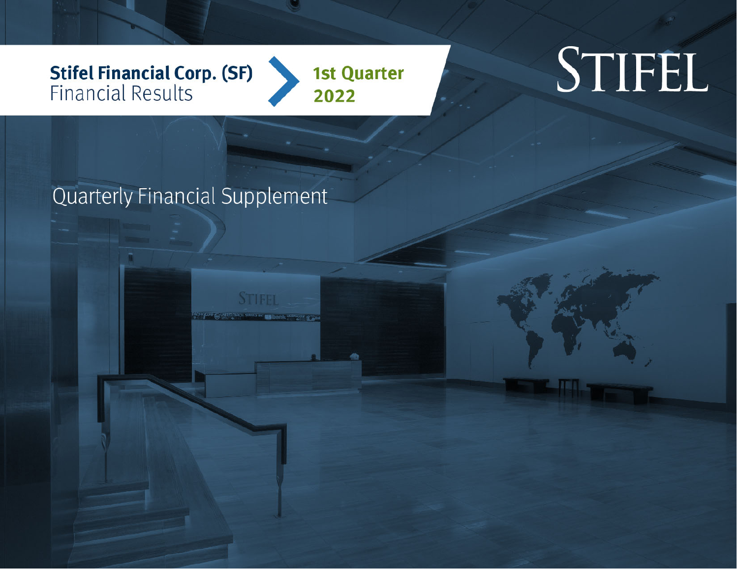# Stifel Financial Corp. (SF) Financial Results

## 1st Quarter 2022

STIFEL

## Quarterly Financial Supplement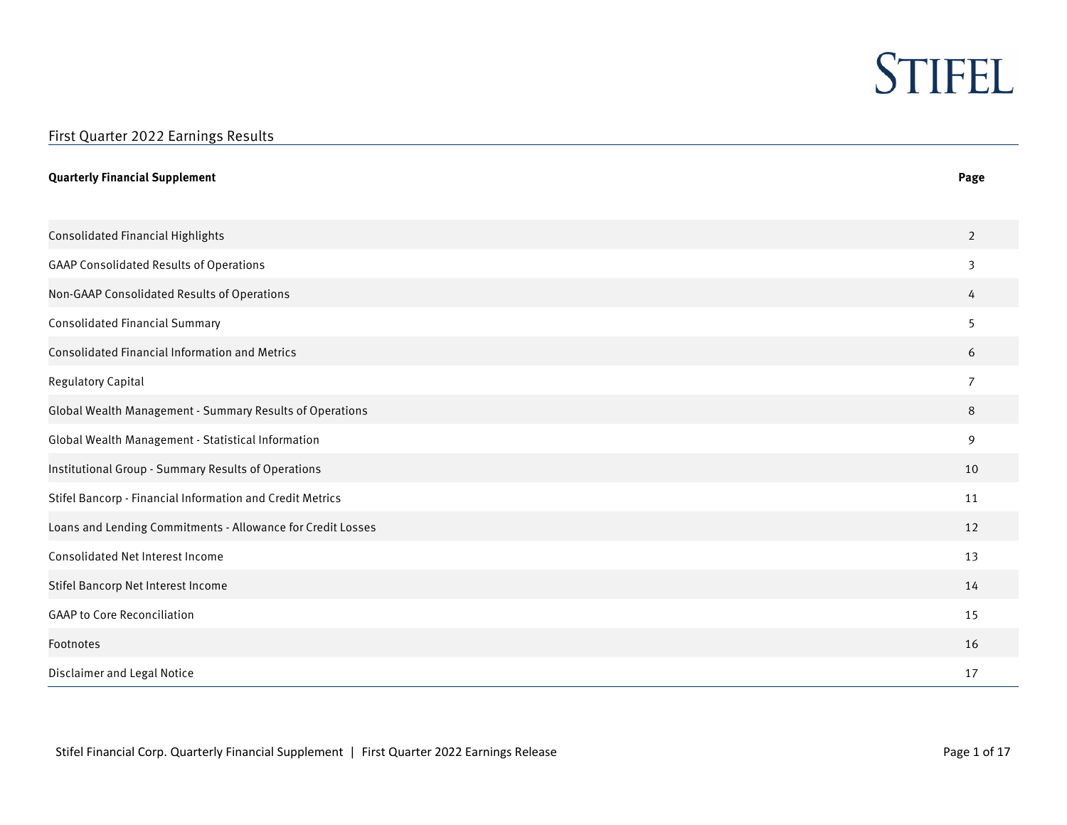STIFEL

# First Quarter 2022 Earnings Results

| Quarterly Financial Supplement | Page |
|---|---|
| Consolidated Financial Highlights | 2 |
| GAAP Consolidated Results of Operations | 3 |
| Non-GAAP Consolidated Results of Operations | 4 |
| Consolidated Financial Summary | 5 |
| Consolidated Financial Information and Metrics | 6 |
| Regulatory Capital | 7 |
| Global Wealth Management - Summary Results of Operations | 8 |
| Global Wealth Management - Statistical Information | 9 |
| Institutional Group - Summary Results of Operations | 10 |
| Stifel Bancorp - Financial Information and Credit Metrics | 11 |
| Loans and Lending Commitments - Allowance for Credit Losses | 12 |
| Consolidated Net Interest Income | 13 |
| Stifel Bancorp Net Interest Income | 14 |
| GAAP to Core Reconciliation | 15 |
| Footnotes | 16 |
| Disclaimer and Legal Notice | 17 |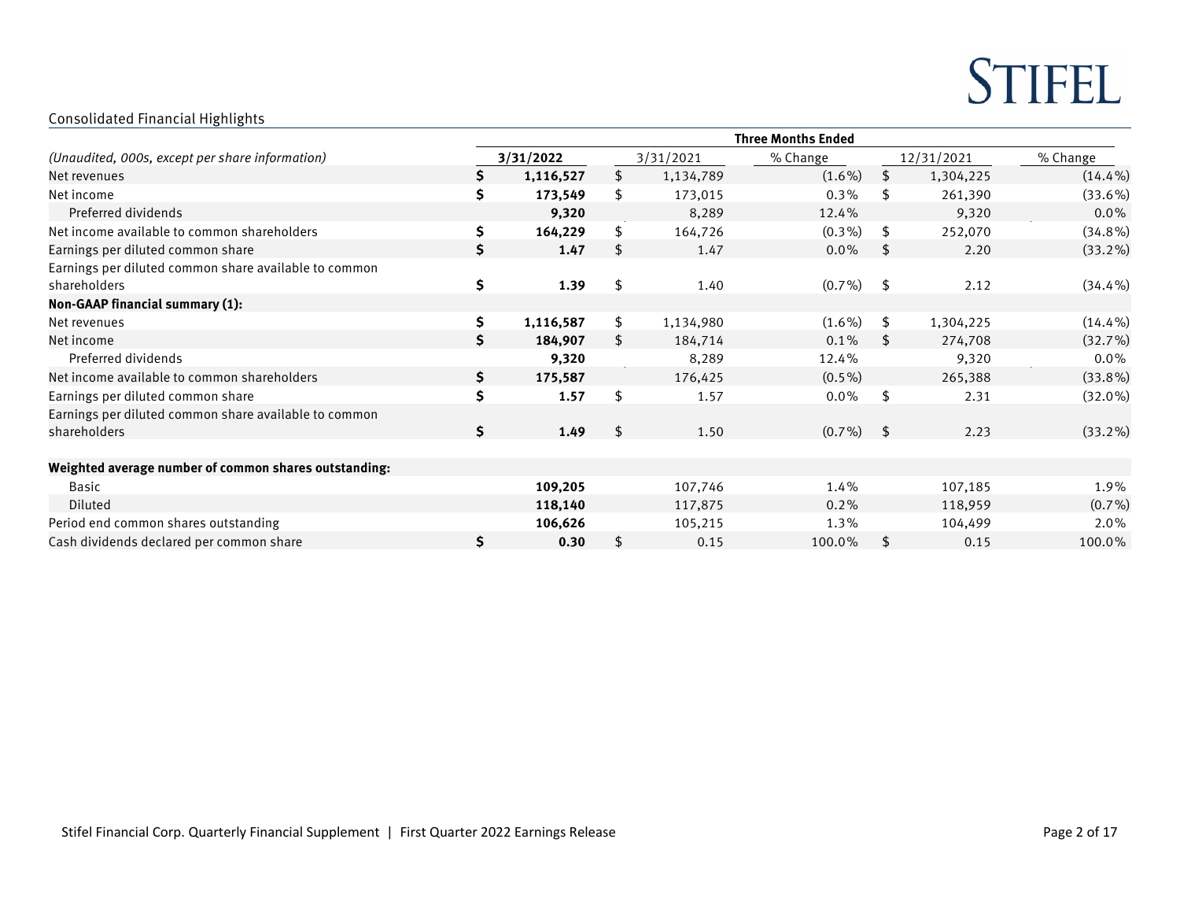## Consolidated Financial Highlights

| (Unaudited, 000s, except per share information) | Three Months Ended | | | | |
|---|---|---|---|---|---|
| | **3/31/2022** | 3/31/2021 | % Change | 12/31/2021 | % Change |
| Net revenues | **$ 1,116,527** | $ 1,134,789 | (1.6%) | $ 1,304,225 | (14.4%) |
| Net income | **$ 173,549** | $ 173,015 | 0.3% | $ 261,390 | (33.6%) |
| Preferred dividends | **9,320** | 8,289 | 12.4% | 9,320 | 0.0% |
| Net income available to common shareholders | **$ 164,229** | $ 164,726 | (0.3%) | $ 252,070 | (34.8%) |
| Earnings per diluted common share | **$ 1.47** | $ 1.47 | 0.0% | $ 2.20 | (33.2%) |
| Earnings per diluted common share available to common shareholders | **$ 1.39** | $ 1.40 | (0.7%) | $ 2.12 | (34.4%) |
| **Non-GAAP financial summary (1):** | | | | | |
| Net revenues | **$ 1,116,587** | $ 1,134,980 | (1.6%) | $ 1,304,225 | (14.4%) |
| Net income | **$ 184,907** | $ 184,714 | 0.1% | $ 274,708 | (32.7%) |
| Preferred dividends | **9,320** | 8,289 | 12.4% | 9,320 | 0.0% |
| Net income available to common shareholders | **$ 175,587** | 176,425 | (0.5%) | 265,388 | (33.8%) |
| Earnings per diluted common share | **$ 1.57** | $ 1.57 | 0.0% | $ 2.31 | (32.0%) |
| Earnings per diluted common share available to common shareholders | **$ 1.49** | $ 1.50 | (0.7%) | $ 2.23 | (33.2%) |
| | | | | | |
| **Weighted average number of common shares outstanding:** | | | | | |
| Basic | **109,205** | 107,746 | 1.4% | 107,185 | 1.9% |
| Diluted | **118,140** | 117,875 | 0.2% | 118,959 | (0.7%) |
| Period end common shares outstanding | **106,626** | 105,215 | 1.3% | 104,499 | 2.0% |
| Cash dividends declared per common share | **$ 0.30** | $ 0.15 | 100.0% | $ 0.15 | 100.0% |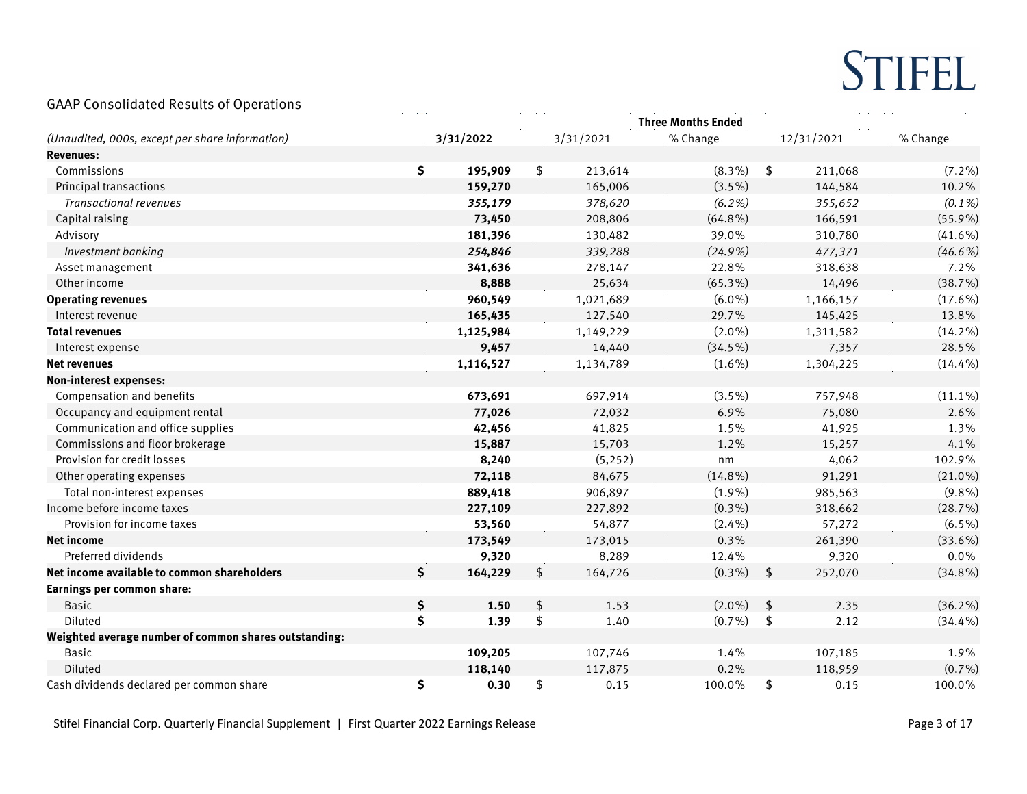## GAAP Consolidated Results of Operations

| *(Unaudited, 000s, except per share information)* | **3/31/2022** | 3/31/2021 | % Change | 12/31/2021 | % Change |
|---|---|---|---|---|---|
| | **Three Months Ended** | | | | |
| **Revenues:** | | | | | |
| Commissions | **$ 195,909** | $ 213,614 | (8.3%) | $ 211,068 | (7.2%) |
| Principal transactions | **159,270** | 165,006 | (3.5%) | 144,584 | 10.2% |
| *Transactional revenues* | ***355,179*** | *378,620* | *(6.2%)* | *355,652* | *(0.1%)* |
| Capital raising | **73,450** | 208,806 | (64.8%) | 166,591 | (55.9%) |
| Advisory | **181,396** | 130,482 | 39.0% | 310,780 | (41.6%) |
| *Investment banking* | ***254,846*** | *339,288* | *(24.9%)* | *477,371* | *(46.6%)* |
| Asset management | **341,636** | 278,147 | 22.8% | 318,638 | 7.2% |
| Other income | **8,888** | 25,634 | (65.3%) | 14,496 | (38.7%) |
| **Operating revenues** | **960,549** | 1,021,689 | (6.0%) | 1,166,157 | (17.6%) |
| Interest revenue | **165,435** | 127,540 | 29.7% | 145,425 | 13.8% |
| **Total revenues** | **1,125,984** | 1,149,229 | (2.0%) | 1,311,582 | (14.2%) |
| Interest expense | **9,457** | 14,440 | (34.5%) | 7,357 | 28.5% |
| **Net revenues** | **1,116,527** | 1,134,789 | (1.6%) | 1,304,225 | (14.4%) |
| **Non-interest expenses:** | | | | | |
| Compensation and benefits | **673,691** | 697,914 | (3.5%) | 757,948 | (11.1%) |
| Occupancy and equipment rental | **77,026** | 72,032 | 6.9% | 75,080 | 2.6% |
| Communication and office supplies | **42,456** | 41,825 | 1.5% | 41,925 | 1.3% |
| Commissions and floor brokerage | **15,887** | 15,703 | 1.2% | 15,257 | 4.1% |
| Provision for credit losses | **8,240** | (5,252) | nm | 4,062 | 102.9% |
| Other operating expenses | **72,118** | 84,675 | (14.8%) | 91,291 | (21.0%) |
| Total non-interest expenses | **889,418** | 906,897 | (1.9%) | 985,563 | (9.8%) |
| Income before income taxes | **227,109** | 227,892 | (0.3%) | 318,662 | (28.7%) |
| Provision for income taxes | **53,560** | 54,877 | (2.4%) | 57,272 | (6.5%) |
| **Net income** | **173,549** | 173,015 | 0.3% | 261,390 | (33.6%) |
| Preferred dividends | **9,320** | 8,289 | 12.4% | 9,320 | 0.0% |
| **Net income available to common shareholders** | **$ 164,229** | $ 164,726 | (0.3%) | $ 252,070 | (34.8%) |
| **Earnings per common share:** | | | | | |
| Basic | **$ 1.50** | $ 1.53 | (2.0%) | $ 2.35 | (36.2%) |
| Diluted | **$ 1.39** | $ 1.40 | (0.7%) | $ 2.12 | (34.4%) |
| **Weighted average number of common shares outstanding:** | | | | | |
| Basic | **109,205** | 107,746 | 1.4% | 107,185 | 1.9% |
| Diluted | **118,140** | 117,875 | 0.2% | 118,959 | (0.7%) |
| Cash dividends declared per common share | **$ 0.30** | $ 0.15 | 100.0% | $ 0.15 | 100.0% |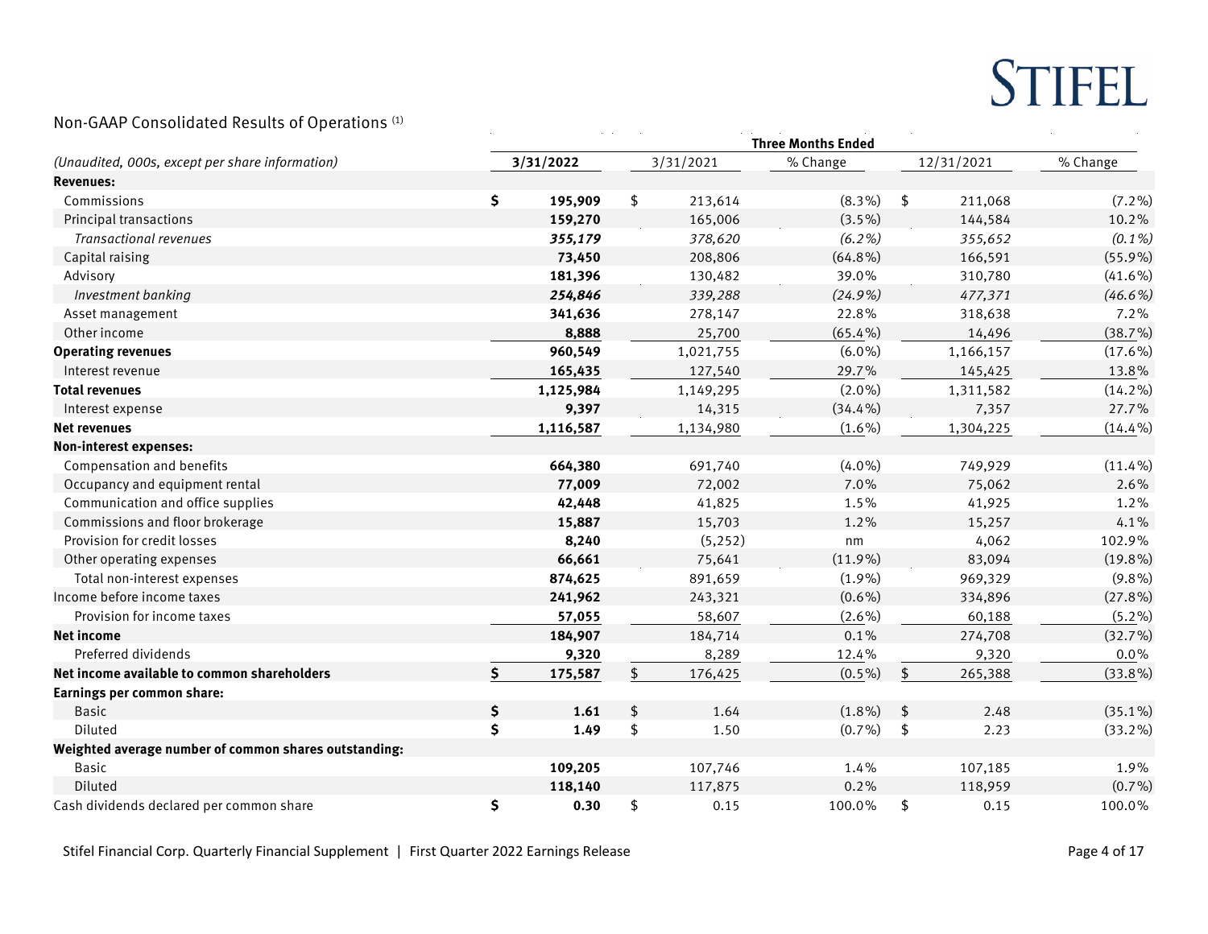## Non-GAAP Consolidated Results of Operations [1]

| *(Unaudited, 000s, except per share information)* | Three Months Ended | | | | |
|---|---|---|---|---|---|
| | **3/31/2022** | 3/31/2021 | % Change | 12/31/2021 | % Change |
| **Revenues:** | | | | | |
| Commissions | **$ 195,909** | $ 213,614 | (8.3%) | $ 211,068 | (7.2%) |
| Principal transactions | **159,270** | 165,006 | (3.5%) | 144,584 | 10.2% |
| *Transactional revenues* | ***355,179*** | *378,620* | *(6.2%)* | *355,652* | *(0.1%)* |
| Capital raising | **73,450** | 208,806 | (64.8%) | 166,591 | (55.9%) |
| Advisory | **181,396** | 130,482 | 39.0% | 310,780 | (41.6%) |
| *Investment banking* | ***254,846*** | *339,288* | *(24.9%)* | *477,371* | *(46.6%)* |
| Asset management | **341,636** | 278,147 | 22.8% | 318,638 | 7.2% |
| Other income | **8,888** | 25,700 | (65.4%) | 14,496 | (38.7%) |
| **Operating revenues** | **960,549** | 1,021,755 | (6.0%) | 1,166,157 | (17.6%) |
| Interest revenue | **165,435** | 127,540 | 29.7% | 145,425 | 13.8% |
| **Total revenues** | **1,125,984** | 1,149,295 | (2.0%) | 1,311,582 | (14.2%) |
| Interest expense | **9,397** | 14,315 | (34.4%) | 7,357 | 27.7% |
| **Net revenues** | **1,116,587** | 1,134,980 | (1.6%) | 1,304,225 | (14.4%) |
| **Non-interest expenses:** | | | | | |
| Compensation and benefits | **664,380** | 691,740 | (4.0%) | 749,929 | (11.4%) |
| Occupancy and equipment rental | **77,009** | 72,002 | 7.0% | 75,062 | 2.6% |
| Communication and office supplies | **42,448** | 41,825 | 1.5% | 41,925 | 1.2% |
| Commissions and floor brokerage | **15,887** | 15,703 | 1.2% | 15,257 | 4.1% |
| Provision for credit losses | **8,240** | (5,252) | nm | 4,062 | 102.9% |
| Other operating expenses | **66,661** | 75,641 | (11.9%) | 83,094 | (19.8%) |
| Total non-interest expenses | **874,625** | 891,659 | (1.9%) | 969,329 | (9.8%) |
| Income before income taxes | **241,962** | 243,321 | (0.6%) | 334,896 | (27.8%) |
| Provision for income taxes | **57,055** | 58,607 | (2.6%) | 60,188 | (5.2%) |
| **Net income** | **184,907** | 184,714 | 0.1% | 274,708 | (32.7%) |
| Preferred dividends | **9,320** | 8,289 | 12.4% | 9,320 | 0.0% |
| **Net income available to common shareholders** | **$ 175,587** | $ 176,425 | (0.5%) | $ 265,388 | (33.8%) |
| **Earnings per common share:** | | | | | |
| Basic | **$ 1.61** | $ 1.64 | (1.8%) | $ 2.48 | (35.1%) |
| Diluted | **$ 1.49** | $ 1.50 | (0.7%) | $ 2.23 | (33.2%) |
| **Weighted average number of common shares outstanding:** | | | | | |
| Basic | **109,205** | 107,746 | 1.4% | 107,185 | 1.9% |
| Diluted | **118,140** | 117,875 | 0.2% | 118,959 | (0.7%) |
| Cash dividends declared per common share | **$ 0.30** | $ 0.15 | 100.0% | $ 0.15 | 100.0% |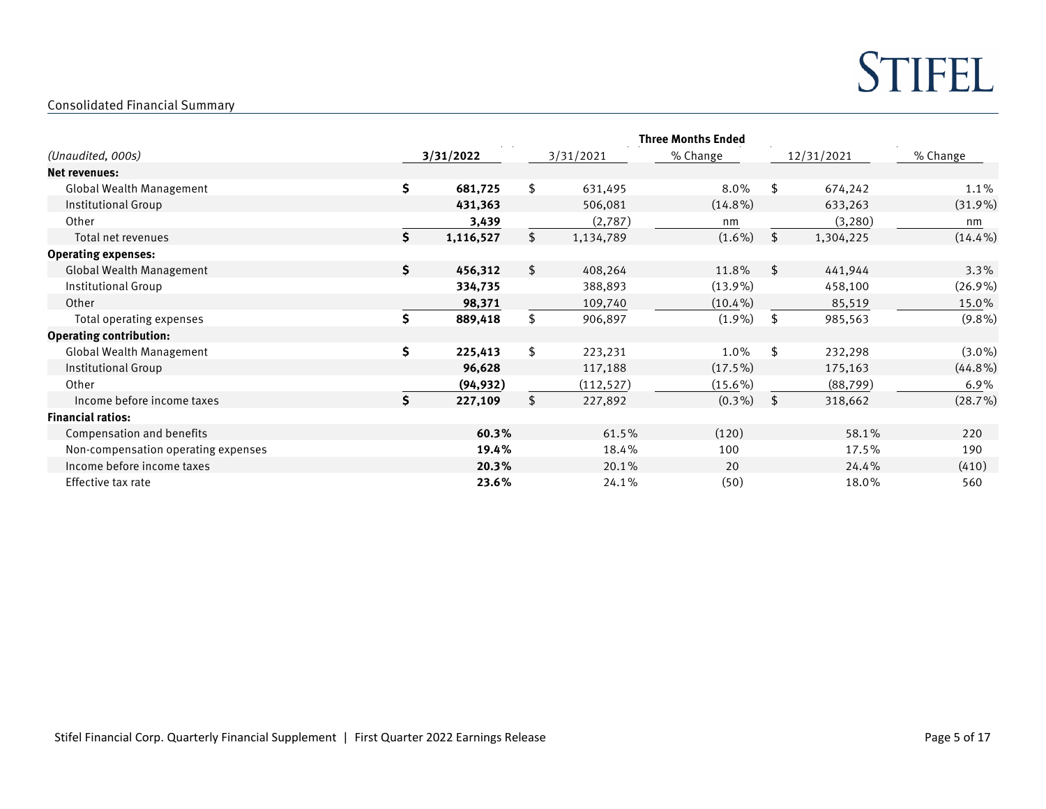## Consolidated Financial Summary

| (Unaudited, 000s) | Three Months Ended | | | | |
|---|---|---|---|---|---|
| | **3/31/2022** | 3/31/2021 | % Change | 12/31/2021 | % Change |
| **Net revenues:** | | | | | |
| Global Wealth Management | **$ 681,725** | $ 631,495 | 8.0% | $ 674,242 | 1.1% |
| Institutional Group | **431,363** | 506,081 | (14.8%) | 633,263 | (31.9%) |
| Other | **3,439** | (2,787) | nm | (3,280) | nm |
| Total net revenues | **$ 1,116,527** | $ 1,134,789 | (1.6%) | $ 1,304,225 | (14.4%) |
| **Operating expenses:** | | | | | |
| Global Wealth Management | **$ 456,312** | $ 408,264 | 11.8% | $ 441,944 | 3.3% |
| Institutional Group | **334,735** | 388,893 | (13.9%) | 458,100 | (26.9%) |
| Other | **98,371** | 109,740 | (10.4%) | 85,519 | 15.0% |
| Total operating expenses | **$ 889,418** | $ 906,897 | (1.9%) | $ 985,563 | (9.8%) |
| **Operating contribution:** | | | | | |
| Global Wealth Management | **$ 225,413** | $ 223,231 | 1.0% | $ 232,298 | (3.0%) |
| Institutional Group | **96,628** | 117,188 | (17.5%) | 175,163 | (44.8%) |
| Other | **(94,932)** | (112,527) | (15.6%) | (88,799) | 6.9% |
| Income before income taxes | **$ 227,109** | $ 227,892 | (0.3%) | $ 318,662 | (28.7%) |
| **Financial ratios:** | | | | | |
| Compensation and benefits | **60.3%** | 61.5% | (120) | 58.1% | 220 |
| Non-compensation operating expenses | **19.4%** | 18.4% | 100 | 17.5% | 190 |
| Income before income taxes | **20.3%** | 20.1% | 20 | 24.4% | (410) |
| Effective tax rate | **23.6%** | 24.1% | (50) | 18.0% | 560 |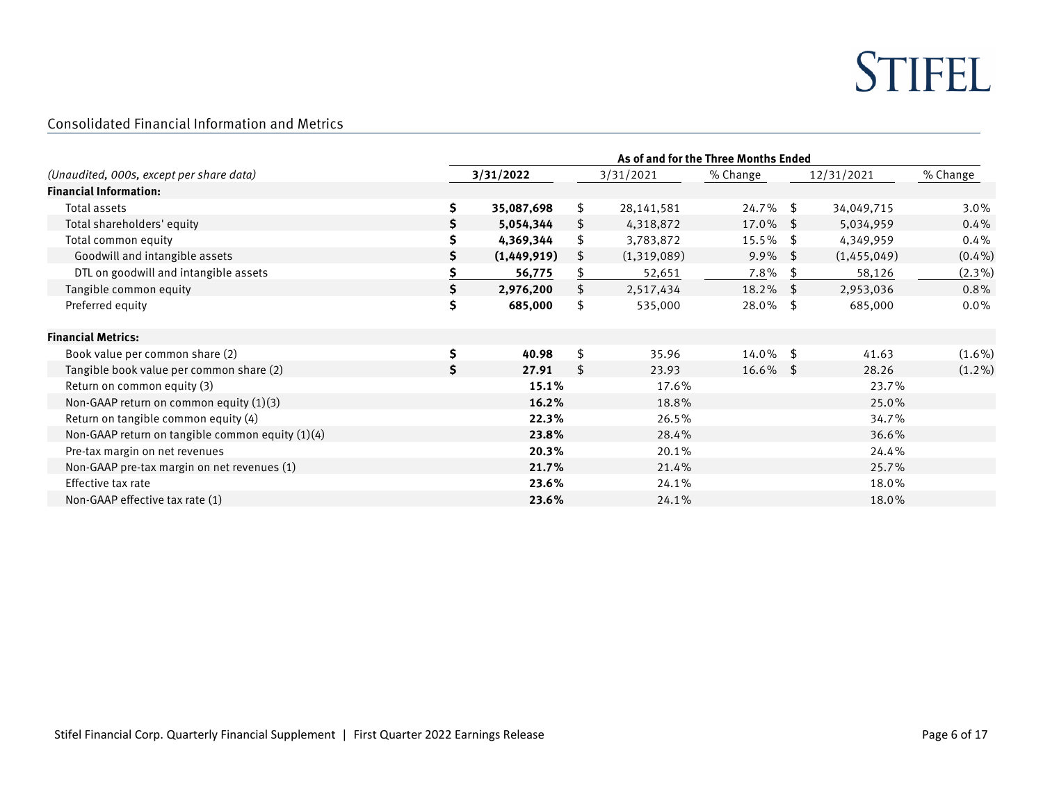## Consolidated Financial Information and Metrics

| (Unaudited, 000s, except per share data) | As of and for the Three Months Ended | | | | |
|---|---|---|---|---|---|
| | **3/31/2022** | 3/31/2021 | % Change | 12/31/2021 | % Change |
| **Financial Information:** | | | | | |
| Total assets | **$ 35,087,698** | $ 28,141,581 | 24.7% | $ 34,049,715 | 3.0% |
| Total shareholders' equity | **$ 5,054,344** | $ 4,318,872 | 17.0% | $ 5,034,959 | 0.4% |
| Total common equity | **$ 4,369,344** | $ 3,783,872 | 15.5% | $ 4,349,959 | 0.4% |
| Goodwill and intangible assets | **$ (1,449,919)** | $ (1,319,089) | 9.9% | $ (1,455,049) | (0.4%) |
| DTL on goodwill and intangible assets | **$ 56,775** | $ 52,651 | 7.8% | $ 58,126 | (2.3%) |
| Tangible common equity | **$ 2,976,200** | $ 2,517,434 | 18.2% | $ 2,953,036 | 0.8% |
| Preferred equity | **$ 685,000** | $ 535,000 | 28.0% | $ 685,000 | 0.0% |
| **Financial Metrics:** | | | | | |
| Book value per common share (2) | **$ 40.98** | $ 35.96 | 14.0% | $ 41.63 | (1.6%) |
| Tangible book value per common share (2) | **$ 27.91** | $ 23.93 | 16.6% | $ 28.26 | (1.2%) |
| Return on common equity (3) | **15.1%** | 17.6% | | 23.7% | |
| Non-GAAP return on common equity (1)(3) | **16.2%** | 18.8% | | 25.0% | |
| Return on tangible common equity (4) | **22.3%** | 26.5% | | 34.7% | |
| Non-GAAP return on tangible common equity (1)(4) | **23.8%** | 28.4% | | 36.6% | |
| Pre-tax margin on net revenues | **20.3%** | 20.1% | | 24.4% | |
| Non-GAAP pre-tax margin on net revenues (1) | **21.7%** | 21.4% | | 25.7% | |
| Effective tax rate | **23.6%** | 24.1% | | 18.0% | |
| Non-GAAP effective tax rate (1) | **23.6%** | 24.1% | | 18.0% | |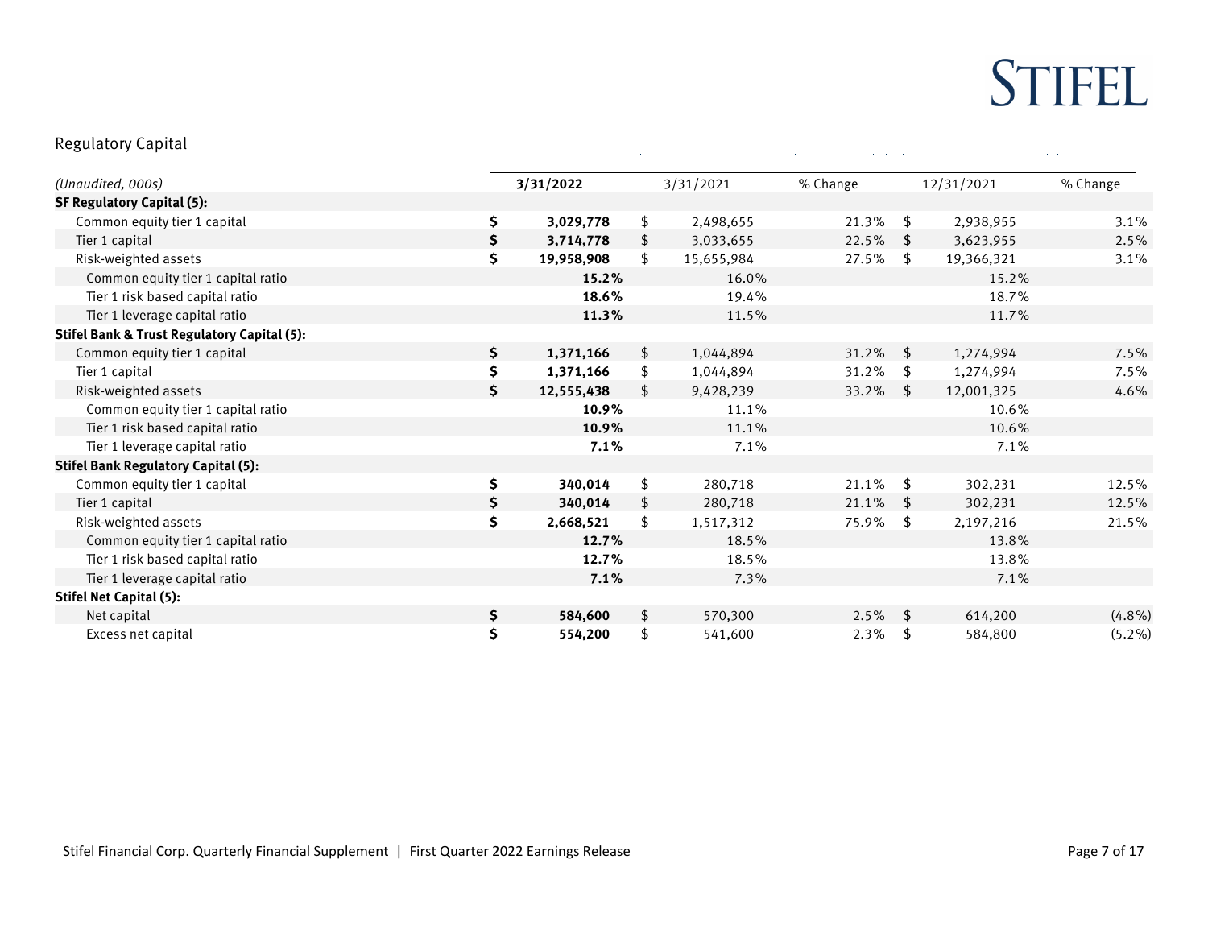## Regulatory Capital

| *(Unaudited, 000s)* | **3/31/2022** | 3/31/2021 | % Change | 12/31/2021 | % Change |
|---|---|---|---|---|---|
| **SF Regulatory Capital (5):** | | | | | |
| Common equity tier 1 capital | **$ 3,029,778** | $ 2,498,655 | 21.3% | $ 2,938,955 | 3.1% |
| Tier 1 capital | **$ 3,714,778** | $ 3,033,655 | 22.5% | $ 3,623,955 | 2.5% |
| Risk-weighted assets | **$ 19,958,908** | $ 15,655,984 | 27.5% | $ 19,366,321 | 3.1% |
| Common equity tier 1 capital ratio | **15.2%** | 16.0% | | 15.2% | |
| Tier 1 risk based capital ratio | **18.6%** | 19.4% | | 18.7% | |
| Tier 1 leverage capital ratio | **11.3%** | 11.5% | | 11.7% | |
| **Stifel Bank & Trust Regulatory Capital (5):** | | | | | |
| Common equity tier 1 capital | **$ 1,371,166** | $ 1,044,894 | 31.2% | $ 1,274,994 | 7.5% |
| Tier 1 capital | **$ 1,371,166** | $ 1,044,894 | 31.2% | $ 1,274,994 | 7.5% |
| Risk-weighted assets | **$ 12,555,438** | $ 9,428,239 | 33.2% | $ 12,001,325 | 4.6% |
| Common equity tier 1 capital ratio | **10.9%** | 11.1% | | 10.6% | |
| Tier 1 risk based capital ratio | **10.9%** | 11.1% | | 10.6% | |
| Tier 1 leverage capital ratio | **7.1%** | 7.1% | | 7.1% | |
| **Stifel Bank Regulatory Capital (5):** | | | | | |
| Common equity tier 1 capital | **$ 340,014** | $ 280,718 | 21.1% | $ 302,231 | 12.5% |
| Tier 1 capital | **$ 340,014** | $ 280,718 | 21.1% | $ 302,231 | 12.5% |
| Risk-weighted assets | **$ 2,668,521** | $ 1,517,312 | 75.9% | $ 2,197,216 | 21.5% |
| Common equity tier 1 capital ratio | **12.7%** | 18.5% | | 13.8% | |
| Tier 1 risk based capital ratio | **12.7%** | 18.5% | | 13.8% | |
| Tier 1 leverage capital ratio | **7.1%** | 7.3% | | 7.1% | |
| **Stifel Net Capital (5):** | | | | | |
| Net capital | **$ 584,600** | $ 570,300 | 2.5% | $ 614,200 | (4.8%) |
| Excess net capital | **$ 554,200** | $ 541,600 | 2.3% | $ 584,800 | (5.2%) |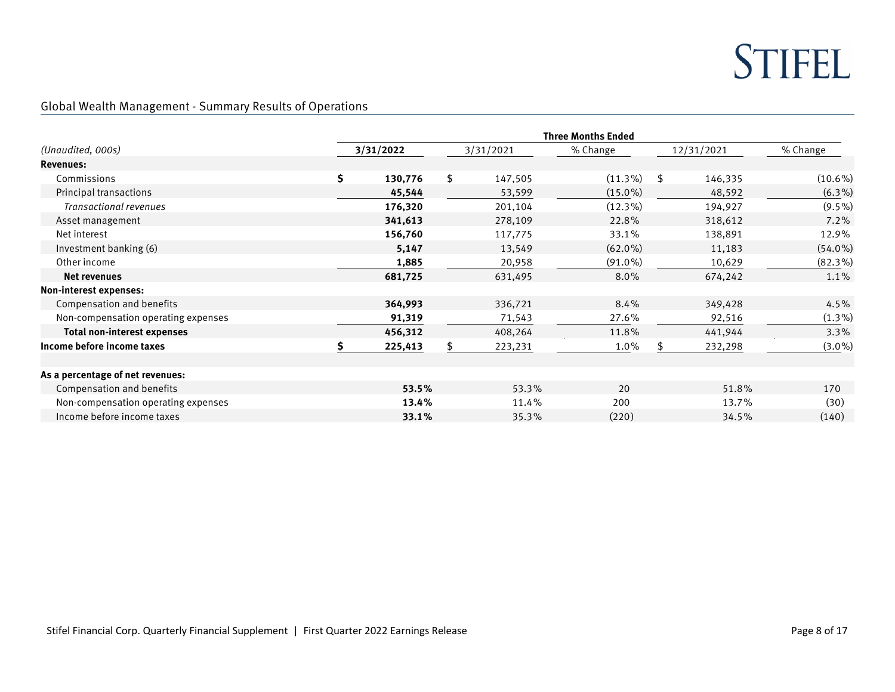## Global Wealth Management - Summary Results of Operations

| *(Unaudited, 000s)* | Three Months Ended | | | | |
|---|---|---|---|---|---|
| | **3/31/2022** | 3/31/2021 | % Change | 12/31/2021 | % Change |
| **Revenues:** | | | | | |
| Commissions | **$ 130,776** | $ 147,505 | (11.3%) | $ 146,335 | (10.6%) |
| Principal transactions | **45,544** | 53,599 | (15.0%) | 48,592 | (6.3%) |
| *Transactional revenues* | **176,320** | 201,104 | (12.3%) | 194,927 | (9.5%) |
| Asset management | **341,613** | 278,109 | 22.8% | 318,612 | 7.2% |
| Net interest | **156,760** | 117,775 | 33.1% | 138,891 | 12.9% |
| Investment banking (6) | **5,147** | 13,549 | (62.0%) | 11,183 | (54.0%) |
| Other income | **1,885** | 20,958 | (91.0%) | 10,629 | (82.3%) |
| **Net revenues** | **681,725** | 631,495 | 8.0% | 674,242 | 1.1% |
| **Non-interest expenses:** | | | | | |
| Compensation and benefits | **364,993** | 336,721 | 8.4% | 349,428 | 4.5% |
| Non-compensation operating expenses | **91,319** | 71,543 | 27.6% | 92,516 | (1.3%) |
| **Total non-interest expenses** | **456,312** | 408,264 | 11.8% | 441,944 | 3.3% |
| **Income before income taxes** | **$ 225,413** | $ 223,231 | 1.0% | $ 232,298 | (3.0%) |
| | | | | | |
| **As a percentage of net revenues:** | | | | | |
| Compensation and benefits | **53.5%** | 53.3% | 20 | 51.8% | 170 |
| Non-compensation operating expenses | **13.4%** | 11.4% | 200 | 13.7% | (30) |
| Income before income taxes | **33.1%** | 35.3% | (220) | 34.5% | (140) |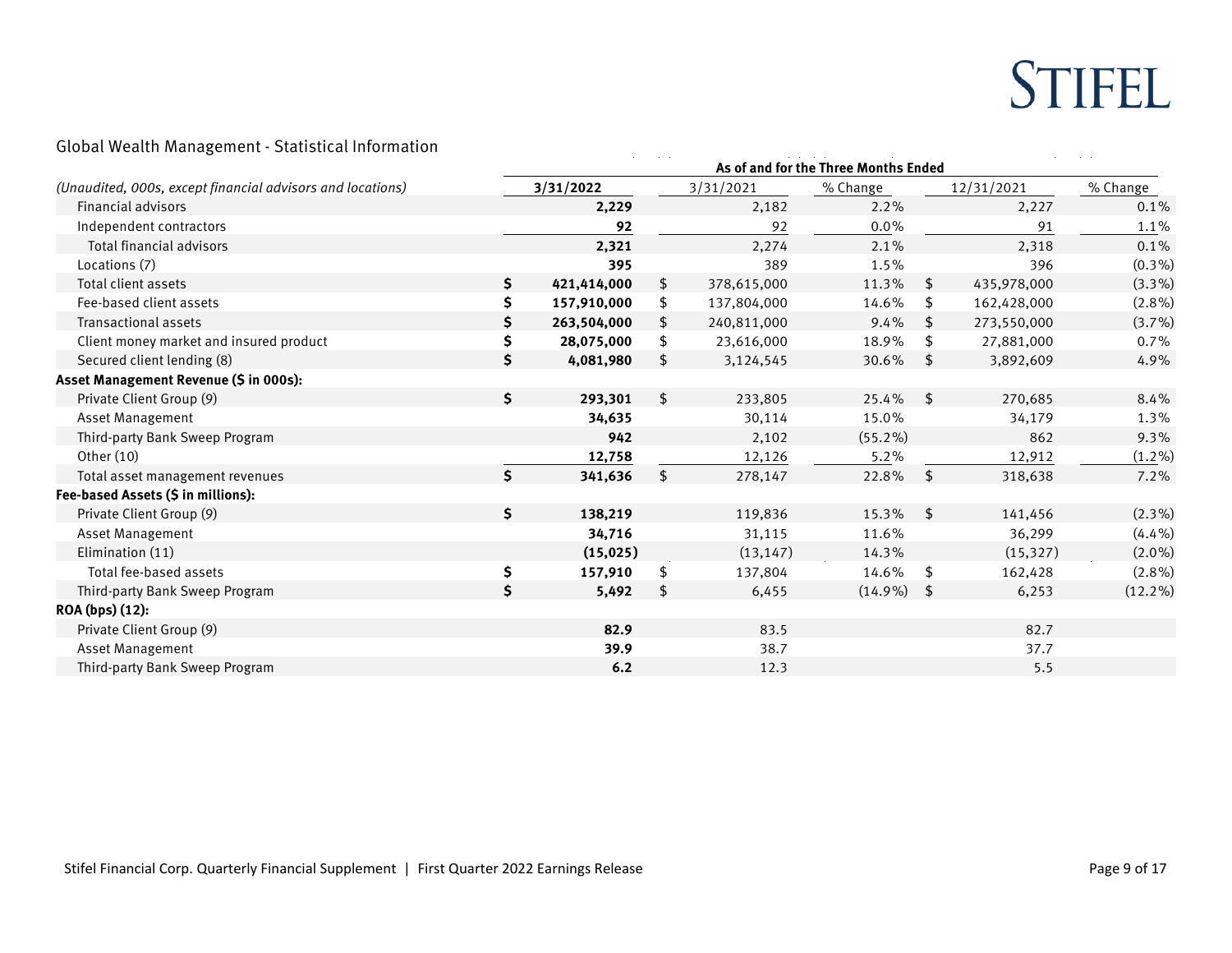## Global Wealth Management - Statistical Information

| *(Unaudited, 000s, except financial advisors and locations)* | As of and for the Three Months Ended | | | | |
|---|---|---|---|---|---|
| | **3/31/2022** | 3/31/2021 | % Change | 12/31/2021 | % Change |
| Financial advisors | **2,229** | 2,182 | 2.2% | 2,227 | 0.1% |
| Independent contractors | **92** | 92 | 0.0% | 91 | 1.1% |
| Total financial advisors | **2,321** | 2,274 | 2.1% | 2,318 | 0.1% |
| Locations (7) | **395** | 389 | 1.5% | 396 | (0.3%) |
| Total client assets | **$ 421,414,000** | $ 378,615,000 | 11.3% | $ 435,978,000 | (3.3%) |
| Fee-based client assets | **$ 157,910,000** | $ 137,804,000 | 14.6% | $ 162,428,000 | (2.8%) |
| Transactional assets | **$ 263,504,000** | $ 240,811,000 | 9.4% | $ 273,550,000 | (3.7%) |
| Client money market and insured product | **$ 28,075,000** | $ 23,616,000 | 18.9% | $ 27,881,000 | 0.7% |
| Secured client lending (8) | **$ 4,081,980** | $ 3,124,545 | 30.6% | $ 3,892,609 | 4.9% |
| **Asset Management Revenue ($ in 000s):** | | | | | |
| Private Client Group (9) | **$ 293,301** | $ 233,805 | 25.4% | $ 270,685 | 8.4% |
| Asset Management | **34,635** | 30,114 | 15.0% | 34,179 | 1.3% |
| Third-party Bank Sweep Program | **942** | 2,102 | (55.2%) | 862 | 9.3% |
| Other (10) | **12,758** | 12,126 | 5.2% | 12,912 | (1.2%) |
| Total asset management revenues | **$ 341,636** | $ 278,147 | 22.8% | $ 318,638 | 7.2% |
| **Fee-based Assets ($ in millions):** | | | | | |
| Private Client Group (9) | **$ 138,219** | 119,836 | 15.3% | $ 141,456 | (2.3%) |
| Asset Management | **34,716** | 31,115 | 11.6% | 36,299 | (4.4%) |
| Elimination (11) | **(15,025)** | (13,147) | 14.3% | (15,327) | (2.0%) |
| Total fee-based assets | **$ 157,910** | $ 137,804 | 14.6% | $ 162,428 | (2.8%) |
| Third-party Bank Sweep Program | **$ 5,492** | $ 6,455 | (14.9%) | $ 6,253 | (12.2%) |
| **ROA (bps) (12):** | | | | | |
| Private Client Group (9) | **82.9** | 83.5 | | 82.7 | |
| Asset Management | **39.9** | 38.7 | | 37.7 | |
| Third-party Bank Sweep Program | **6.2** | 12.3 | | 5.5 | |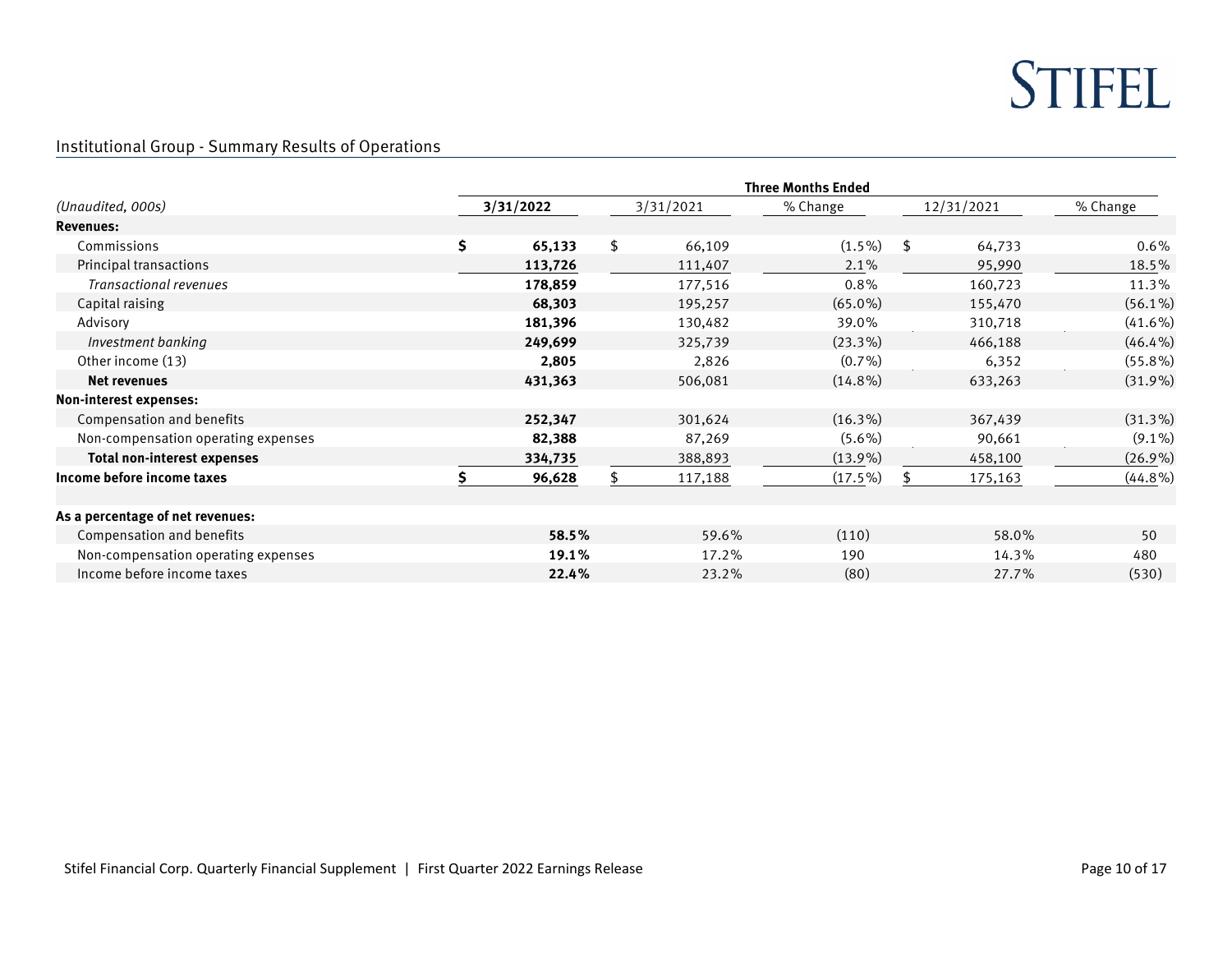## Institutional Group - Summary Results of Operations

| (Unaudited, 000s) | Three Months Ended | | | | |
|---|---|---|---|---|---|
| | **3/31/2022** | 3/31/2021 | % Change | 12/31/2021 | % Change |
| **Revenues:** | | | | | |
| Commissions | **$ 65,133** | $ 66,109 | (1.5%) | $ 64,733 | 0.6% |
| Principal transactions | **113,726** | 111,407 | 2.1% | 95,990 | 18.5% |
| *Transactional revenues* | **178,859** | 177,516 | 0.8% | 160,723 | 11.3% |
| Capital raising | **68,303** | 195,257 | (65.0%) | 155,470 | (56.1%) |
| Advisory | **181,396** | 130,482 | 39.0% | 310,718 | (41.6%) |
| *Investment banking* | **249,699** | 325,739 | (23.3%) | 466,188 | (46.4%) |
| Other income (13) | **2,805** | 2,826 | (0.7%) | 6,352 | (55.8%) |
| **Net revenues** | **431,363** | 506,081 | (14.8%) | 633,263 | (31.9%) |
| **Non-interest expenses:** | | | | | |
| Compensation and benefits | **252,347** | 301,624 | (16.3%) | 367,439 | (31.3%) |
| Non-compensation operating expenses | **82,388** | 87,269 | (5.6%) | 90,661 | (9.1%) |
| **Total non-interest expenses** | **334,735** | 388,893 | (13.9%) | 458,100 | (26.9%) |
| **Income before income taxes** | **$ 96,628** | $ 117,188 | (17.5%) | $ 175,163 | (44.8%) |
| | | | | | |
| **As a percentage of net revenues:** | | | | | |
| Compensation and benefits | **58.5%** | 59.6% | (110) | 58.0% | 50 |
| Non-compensation operating expenses | **19.1%** | 17.2% | 190 | 14.3% | 480 |
| Income before income taxes | **22.4%** | 23.2% | (80) | 27.7% | (530) |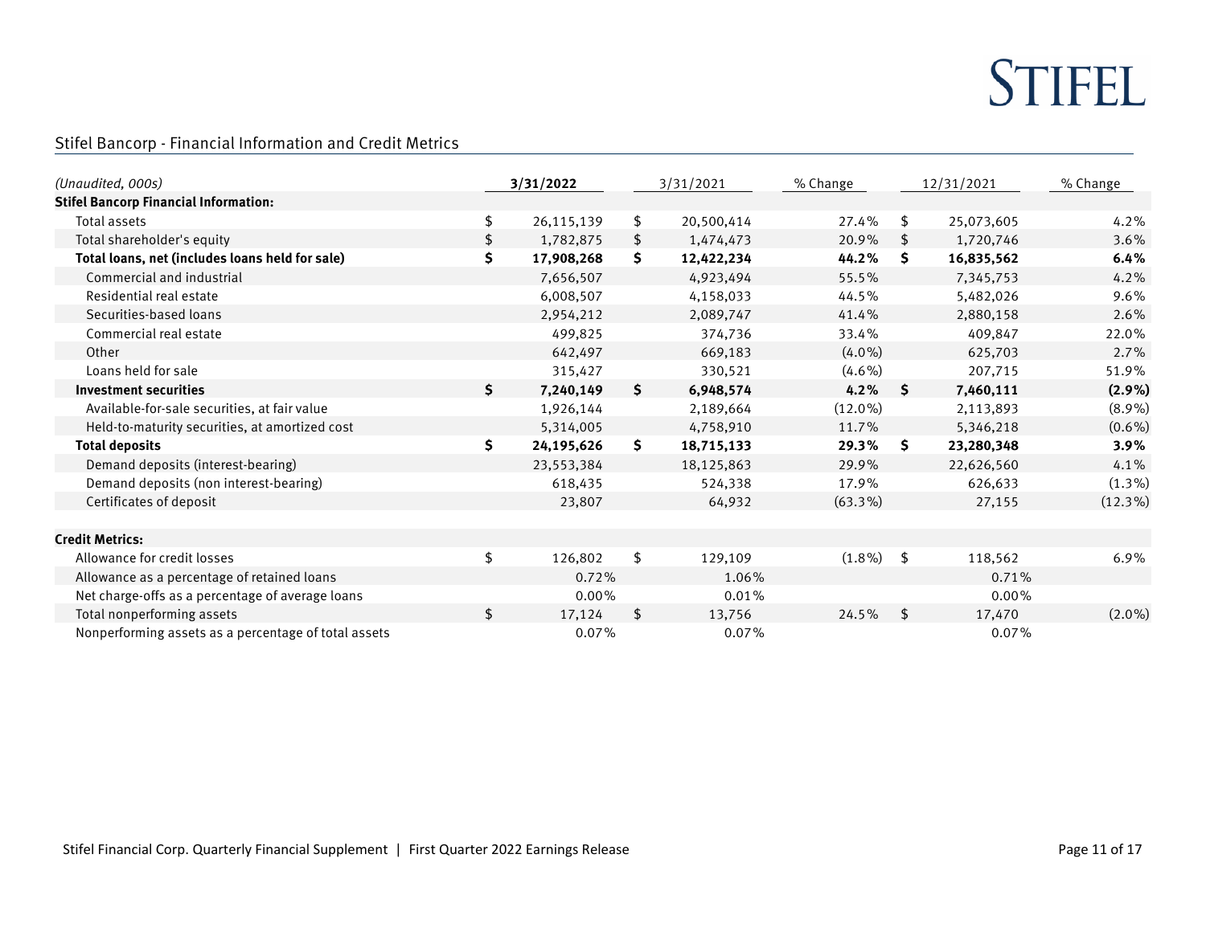## Stifel Bancorp - Financial Information and Credit Metrics

| *(Unaudited, 000s)* | 3/31/2022 | 3/31/2021 | % Change | 12/31/2021 | % Change |
|---|---|---|---|---|---|
| **Stifel Bancorp Financial Information:** | | | | | |
| Total assets | $ 26,115,139 | $ 20,500,414 | 27.4% | $ 25,073,605 | 4.2% |
| Total shareholder's equity | $ 1,782,875 | $ 1,474,473 | 20.9% | $ 1,720,746 | 3.6% |
| **Total loans, net (includes loans held for sale)** | **$ 17,908,268** | **$ 12,422,234** | **44.2%** | **$ 16,835,562** | **6.4%** |
| Commercial and industrial | 7,656,507 | 4,923,494 | 55.5% | 7,345,753 | 4.2% |
| Residential real estate | 6,008,507 | 4,158,033 | 44.5% | 5,482,026 | 9.6% |
| Securities-based loans | 2,954,212 | 2,089,747 | 41.4% | 2,880,158 | 2.6% |
| Commercial real estate | 499,825 | 374,736 | 33.4% | 409,847 | 22.0% |
| Other | 642,497 | 669,183 | (4.0%) | 625,703 | 2.7% |
| Loans held for sale | 315,427 | 330,521 | (4.6%) | 207,715 | 51.9% |
| **Investment securities** | **$ 7,240,149** | **$ 6,948,574** | **4.2%** | **$ 7,460,111** | **(2.9%)** |
| Available-for-sale securities, at fair value | 1,926,144 | 2,189,664 | (12.0%) | 2,113,893 | (8.9%) |
| Held-to-maturity securities, at amortized cost | 5,314,005 | 4,758,910 | 11.7% | 5,346,218 | (0.6%) |
| **Total deposits** | **$ 24,195,626** | **$ 18,715,133** | **29.3%** | **$ 23,280,348** | **3.9%** |
| Demand deposits (interest-bearing) | 23,553,384 | 18,125,863 | 29.9% | 22,626,560 | 4.1% |
| Demand deposits (non interest-bearing) | 618,435 | 524,338 | 17.9% | 626,633 | (1.3%) |
| Certificates of deposit | 23,807 | 64,932 | (63.3%) | 27,155 | (12.3%) |
| | | | | | |
| **Credit Metrics:** | | | | | |
| Allowance for credit losses | $ 126,802 | $ 129,109 | (1.8%) | $ 118,562 | 6.9% |
| Allowance as a percentage of retained loans | 0.72% | 1.06% | | 0.71% | |
| Net charge-offs as a percentage of average loans | 0.00% | 0.01% | | 0.00% | |
| Total nonperforming assets | $ 17,124 | $ 13,756 | 24.5% | $ 17,470 | (2.0%) |
| Nonperforming assets as a percentage of total assets | 0.07% | 0.07% | | 0.07% | |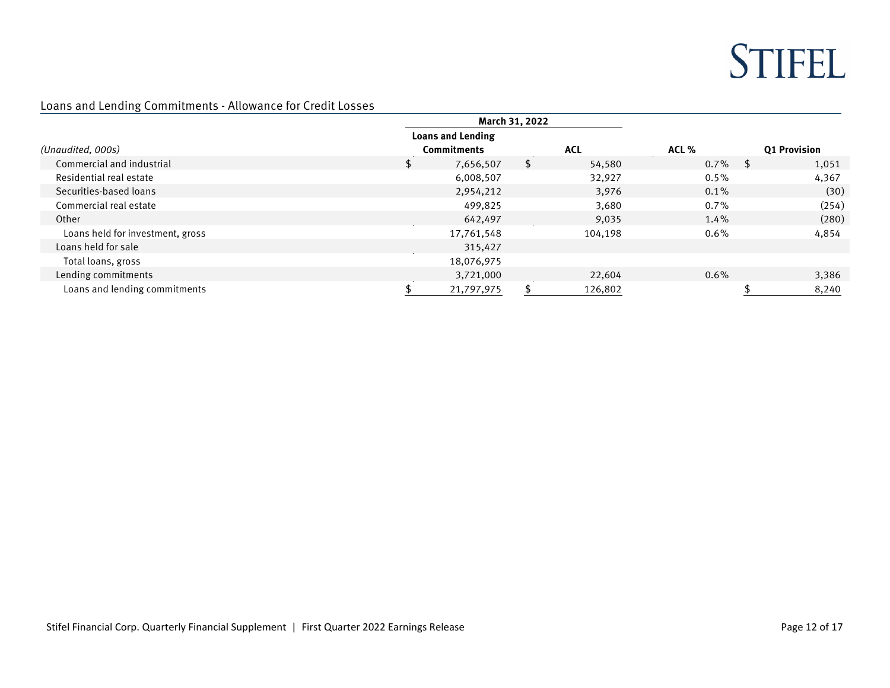## Loans and Lending Commitments - Allowance for Credit Losses

| (Unaudited, 000s) | March 31, 2022 | | | |
|---|---|---|---|---|
| | Loans and Lending Commitments | ACL | ACL % | Q1 Provision |
| Commercial and industrial | $ 7,656,507 | $ 54,580 | 0.7% | $ 1,051 |
| Residential real estate | 6,008,507 | 32,927 | 0.5% | 4,367 |
| Securities-based loans | 2,954,212 | 3,976 | 0.1% | (30) |
| Commercial real estate | 499,825 | 3,680 | 0.7% | (254) |
| Other | 642,497 | 9,035 | 1.4% | (280) |
| Loans held for investment, gross | 17,761,548 | 104,198 | 0.6% | 4,854 |
| Loans held for sale | 315,427 | | | |
| Total loans, gross | 18,076,975 | | | |
| Lending commitments | 3,721,000 | 22,604 | 0.6% | 3,386 |
| Loans and lending commitments | $ 21,797,975 | $ 126,802 | | $ 8,240 |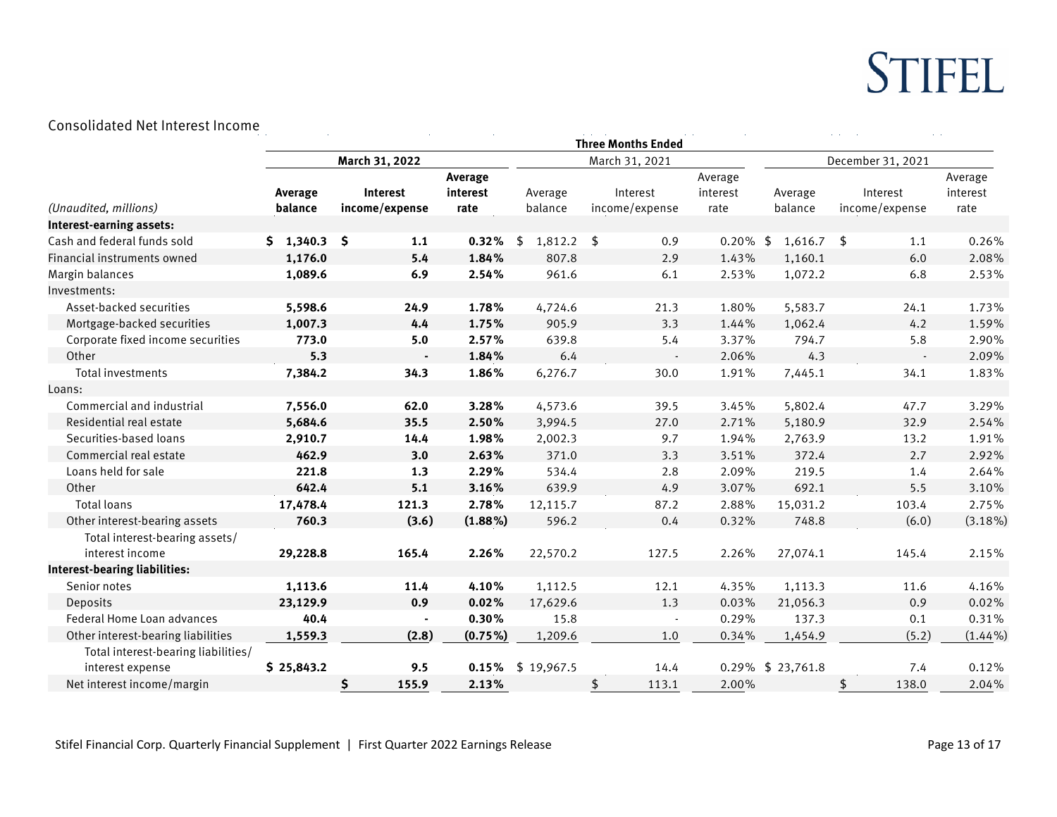## Consolidated Net Interest Income

| (Unaudited, millions) | Three Months Ended | | | | | | | | |
|---|---|---|---|---|---|---|---|---|---|
| | **March 31, 2022** | | | March 31, 2021 | | | December 31, 2021 | | |
| | **Average balance** | **Interest income/expense** | **Average interest rate** | Average balance | Interest income/expense | Average interest rate | Average balance | Interest income/expense | Average interest rate |
| **Interest-earning assets:** | | | | | | | | | |
| Cash and federal funds sold | **$ 1,340.3** | **$ 1.1** | **0.32%** | $ 1,812.2 | $ 0.9 | 0.20% | $ 1,616.7 | $ 1.1 | 0.26% |
| Financial instruments owned | **1,176.0** | **5.4** | **1.84%** | 807.8 | 2.9 | 1.43% | 1,160.1 | 6.0 | 2.08% |
| Margin balances | **1,089.6** | **6.9** | **2.54%** | 961.6 | 6.1 | 2.53% | 1,072.2 | 6.8 | 2.53% |
| Investments: | | | | | | | | | |
| Asset-backed securities | **5,598.6** | **24.9** | **1.78%** | 4,724.6 | 21.3 | 1.80% | 5,583.7 | 24.1 | 1.73% |
| Mortgage-backed securities | **1,007.3** | **4.4** | **1.75%** | 905.9 | 3.3 | 1.44% | 1,062.4 | 4.2 | 1.59% |
| Corporate fixed income securities | **773.0** | **5.0** | **2.57%** | 639.8 | 5.4 | 3.37% | 794.7 | 5.8 | 2.90% |
| Other | **5.3** | **-** | **1.84%** | 6.4 | - | 2.06% | 4.3 | - | 2.09% |
| Total investments | **7,384.2** | **34.3** | **1.86%** | 6,276.7 | 30.0 | 1.91% | 7,445.1 | 34.1 | 1.83% |
| Loans: | | | | | | | | | |
| Commercial and industrial | **7,556.0** | **62.0** | **3.28%** | 4,573.6 | 39.5 | 3.45% | 5,802.4 | 47.7 | 3.29% |
| Residential real estate | **5,684.6** | **35.5** | **2.50%** | 3,994.5 | 27.0 | 2.71% | 5,180.9 | 32.9 | 2.54% |
| Securities-based loans | **2,910.7** | **14.4** | **1.98%** | 2,002.3 | 9.7 | 1.94% | 2,763.9 | 13.2 | 1.91% |
| Commercial real estate | **462.9** | **3.0** | **2.63%** | 371.0 | 3.3 | 3.51% | 372.4 | 2.7 | 2.92% |
| Loans held for sale | **221.8** | **1.3** | **2.29%** | 534.4 | 2.8 | 2.09% | 219.5 | 1.4 | 2.64% |
| Other | **642.4** | **5.1** | **3.16%** | 639.9 | 4.9 | 3.07% | 692.1 | 5.5 | 3.10% |
| Total loans | **17,478.4** | **121.3** | **2.78%** | 12,115.7 | 87.2 | 2.88% | 15,031.2 | 103.4 | 2.75% |
| Other interest-bearing assets | **760.3** | **(3.6)** | **(1.88%)** | 596.2 | 0.4 | 0.32% | 748.8 | (6.0) | (3.18%) |
| Total interest-bearing assets/ interest income | **29,228.8** | **165.4** | **2.26%** | 22,570.2 | 127.5 | 2.26% | 27,074.1 | 145.4 | 2.15% |
| **Interest-bearing liabilities:** | | | | | | | | | |
| Senior notes | **1,113.6** | **11.4** | **4.10%** | 1,112.5 | 12.1 | 4.35% | 1,113.3 | 11.6 | 4.16% |
| Deposits | **23,129.9** | **0.9** | **0.02%** | 17,629.6 | 1.3 | 0.03% | 21,056.3 | 0.9 | 0.02% |
| Federal Home Loan advances | **40.4** | **-** | **0.30%** | 15.8 | - | 0.29% | 137.3 | 0.1 | 0.31% |
| Other interest-bearing liabilities | **1,559.3** | **(2.8)** | **(0.75%)** | 1,209.6 | 1.0 | 0.34% | 1,454.9 | (5.2) | (1.44%) |
| Total interest-bearing liabilities/ interest expense | **$ 25,843.2** | **9.5** | **0.15%** | $ 19,967.5 | 14.4 | 0.29% | $ 23,761.8 | 7.4 | 0.12% |
| Net interest income/margin | | **$ 155.9** | **2.13%** | | $ 113.1 | 2.00% | | $ 138.0 | 2.04% |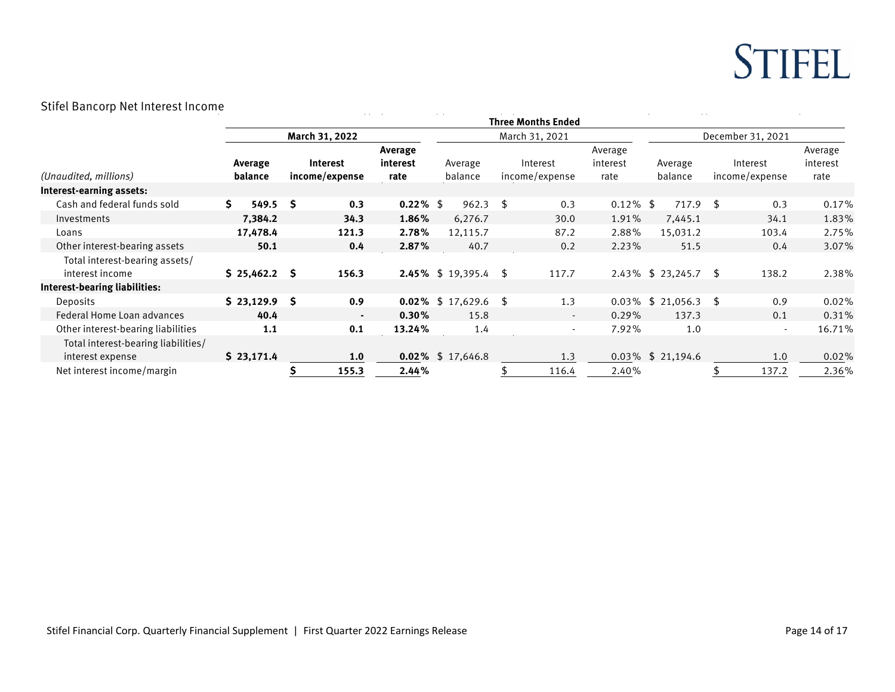## Stifel Bancorp Net Interest Income

| | Three Months Ended | | | | | | | | |
|---|---|---|---|---|---|---|---|---|---|
| | **March 31, 2022** | | | March 31, 2021 | | | December 31, 2021 | | |
| *(Unaudited, millions)* | **Average balance** | **Interest income/expense** | **Average interest rate** | Average balance | Interest income/expense | Average interest rate | Average balance | Interest income/expense | Average interest rate |
| **Interest-earning assets:** | | | | | | | | | |
| Cash and federal funds sold | **$ 549.5** | **$ 0.3** | **0.22%** | $ 962.3 | $ 0.3 | 0.12% | $ 717.9 | $ 0.3 | 0.17% |
| Investments | **7,384.2** | **34.3** | **1.86%** | 6,276.7 | 30.0 | 1.91% | 7,445.1 | 34.1 | 1.83% |
| Loans | **17,478.4** | **121.3** | **2.78%** | 12,115.7 | 87.2 | 2.88% | 15,031.2 | 103.4 | 2.75% |
| Other interest-bearing assets | **50.1** | **0.4** | **2.87%** | 40.7 | 0.2 | 2.23% | 51.5 | 0.4 | 3.07% |
| Total interest-bearing assets/ interest income | **$ 25,462.2** | **$ 156.3** | **2.45%** | $ 19,395.4 | $ 117.7 | 2.43% | $ 23,245.7 | $ 138.2 | 2.38% |
| **Interest-bearing liabilities:** | | | | | | | | | |
| Deposits | **$ 23,129.9** | **$ 0.9** | **0.02%** | $ 17,629.6 | $ 1.3 | 0.03% | $ 21,056.3 | $ 0.9 | 0.02% |
| Federal Home Loan advances | **40.4** | **-** | **0.30%** | 15.8 | - | 0.29% | 137.3 | 0.1 | 0.31% |
| Other interest-bearing liabilities | **1.1** | **0.1** | **13.24%** | 1.4 | - | 7.92% | 1.0 | - | 16.71% |
| Total interest-bearing liabilities/ interest expense | **$ 23,171.4** | **1.0** | **0.02%** | $ 17,646.8 | 1.3 | 0.03% | $ 21,194.6 | 1.0 | 0.02% |
| Net interest income/margin | | **$ 155.3** | **2.44%** | | $ 116.4 | 2.40% | | $ 137.2 | 2.36% |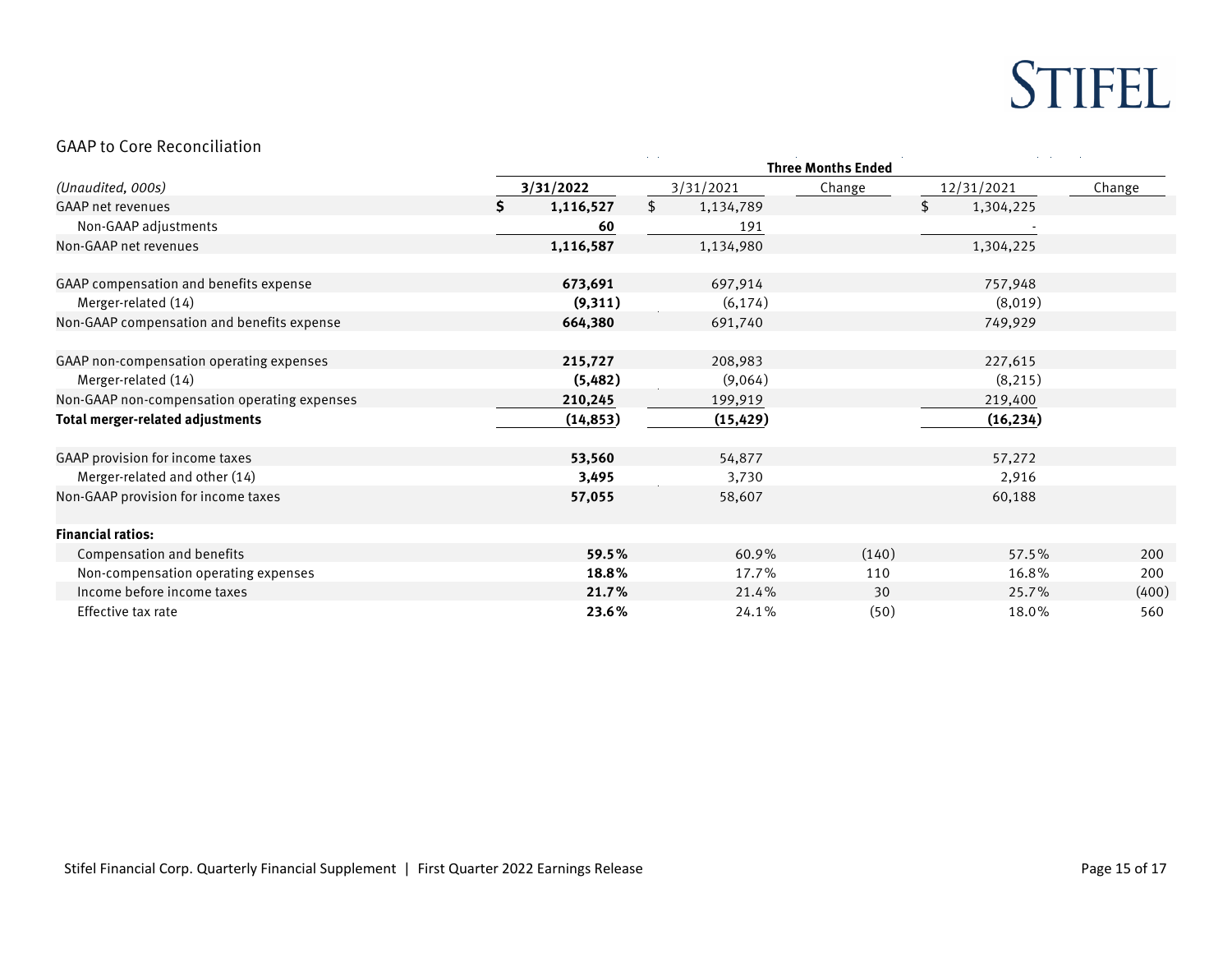## GAAP to Core Reconciliation

| (Unaudited, 000s) | Three Months Ended | | | | |
|---|---|---|---|---|---|
| | **3/31/2022** | 3/31/2021 | Change | 12/31/2021 | Change |
| GAAP net revenues | **$ 1,116,527** | $ 1,134,789 | | $ 1,304,225 | |
| Non-GAAP adjustments | **60** | 191 | | - | |
| Non-GAAP net revenues | **1,116,587** | 1,134,980 | | 1,304,225 | |
| | | | | | |
| GAAP compensation and benefits expense | **673,691** | 697,914 | | 757,948 | |
| Merger-related (14) | **(9,311)** | (6,174) | | (8,019) | |
| Non-GAAP compensation and benefits expense | **664,380** | 691,740 | | 749,929 | |
| | | | | | |
| GAAP non-compensation operating expenses | **215,727** | 208,983 | | 227,615 | |
| Merger-related (14) | **(5,482)** | (9,064) | | (8,215) | |
| Non-GAAP non-compensation operating expenses | **210,245** | 199,919 | | 219,400 | |
| **Total merger-related adjustments** | **(14,853)** | **(15,429)** | | **(16,234)** | |
| | | | | | |
| GAAP provision for income taxes | **53,560** | 54,877 | | 57,272 | |
| Merger-related and other (14) | **3,495** | 3,730 | | 2,916 | |
| Non-GAAP provision for income taxes | **57,055** | 58,607 | | 60,188 | |
| | | | | | |
| **Financial ratios:** | | | | | |
| Compensation and benefits | **59.5%** | 60.9% | (140) | 57.5% | 200 |
| Non-compensation operating expenses | **18.8%** | 17.7% | 110 | 16.8% | 200 |
| Income before income taxes | **21.7%** | 21.4% | 30 | 25.7% | (400) |
| Effective tax rate | **23.6%** | 24.1% | (50) | 18.0% | 560 |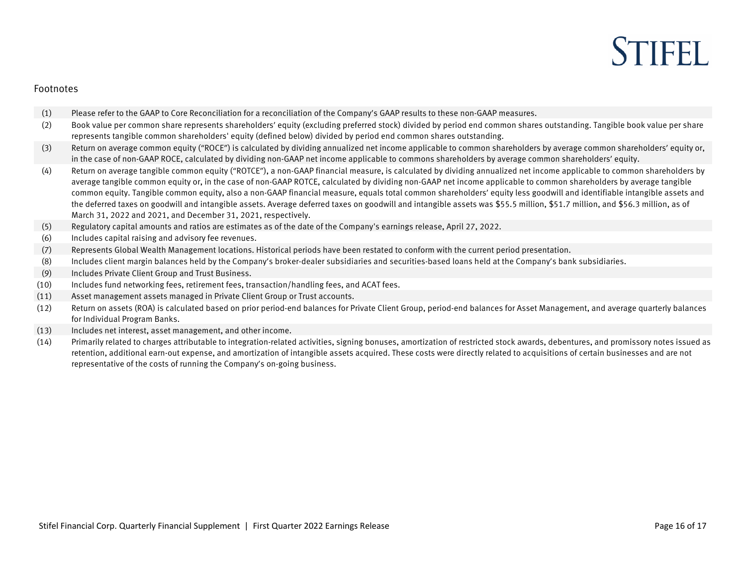## Footnotes

(1) Please refer to the GAAP to Core Reconciliation for a reconciliation of the Company's GAAP results to these non-GAAP measures.

(2) Book value per common share represents shareholders' equity (excluding preferred stock) divided by period end common shares outstanding. Tangible book value per share represents tangible common shareholders' equity (defined below) divided by period end common shares outstanding.

(3) Return on average common equity ("ROCE") is calculated by dividing annualized net income applicable to common shareholders by average common shareholders' equity or, in the case of non-GAAP ROCE, calculated by dividing non-GAAP net income applicable to commons shareholders by average common shareholders' equity.

(4) Return on average tangible common equity ("ROTCE"), a non-GAAP financial measure, is calculated by dividing annualized net income applicable to common shareholders by average tangible common equity or, in the case of non-GAAP ROTCE, calculated by dividing non-GAAP net income applicable to common shareholders by average tangible common equity. Tangible common equity, also a non-GAAP financial measure, equals total common shareholders' equity less goodwill and identifiable intangible assets and the deferred taxes on goodwill and intangible assets. Average deferred taxes on goodwill and intangible assets was $55.5 million, $51.7 million, and $56.3 million, as of March 31, 2022 and 2021, and December 31, 2021, respectively.

(5) Regulatory capital amounts and ratios are estimates as of the date of the Company's earnings release, April 27, 2022.

(6) Includes capital raising and advisory fee revenues.

(7) Represents Global Wealth Management locations. Historical periods have been restated to conform with the current period presentation.

(8) Includes client margin balances held by the Company's broker-dealer subsidiaries and securities-based loans held at the Company's bank subsidiaries.

(9) Includes Private Client Group and Trust Business.

(10) Includes fund networking fees, retirement fees, transaction/handling fees, and ACAT fees.

(11) Asset management assets managed in Private Client Group or Trust accounts.

(12) Return on assets (ROA) is calculated based on prior period-end balances for Private Client Group, period-end balances for Asset Management, and average quarterly balances for Individual Program Banks.

(13) Includes net interest, asset management, and other income.

(14) Primarily related to charges attributable to integration-related activities, signing bonuses, amortization of restricted stock awards, debentures, and promissory notes issued as retention, additional earn-out expense, and amortization of intangible assets acquired. These costs were directly related to acquisitions of certain businesses and are not representative of the costs of running the Company's on-going business.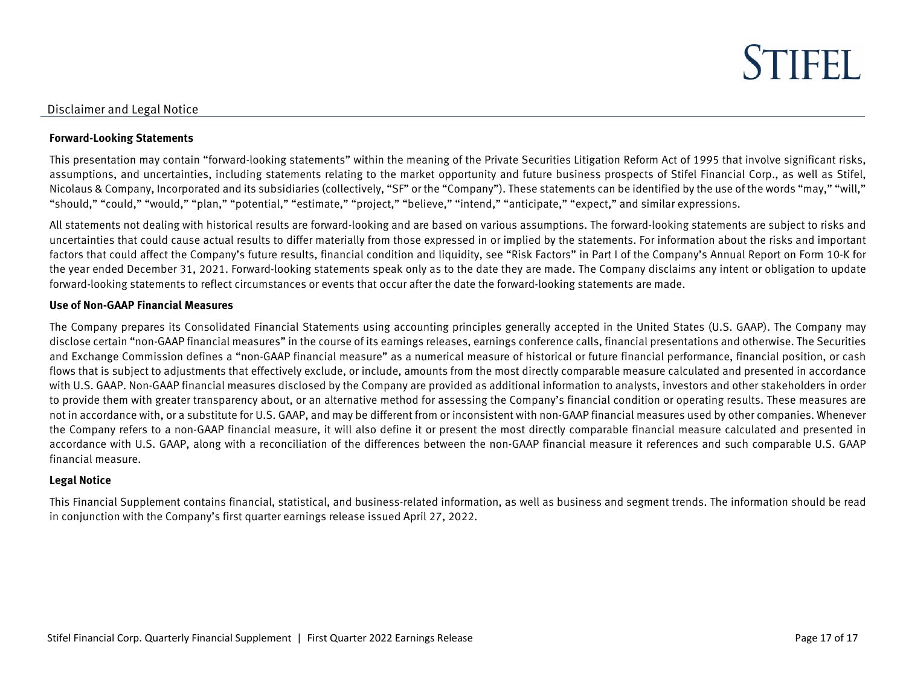## Disclaimer and Legal Notice

**Forward-Looking Statements**

This presentation may contain "forward-looking statements" within the meaning of the Private Securities Litigation Reform Act of 1995 that involve significant risks, assumptions, and uncertainties, including statements relating to the market opportunity and future business prospects of Stifel Financial Corp., as well as Stifel, Nicolaus & Company, Incorporated and its subsidiaries (collectively, "SF" or the "Company"). These statements can be identified by the use of the words "may," "will," "should," "could," "would," "plan," "potential," "estimate," "project," "believe," "intend," "anticipate," "expect," and similar expressions.

All statements not dealing with historical results are forward-looking and are based on various assumptions. The forward-looking statements are subject to risks and uncertainties that could cause actual results to differ materially from those expressed in or implied by the statements. For information about the risks and important factors that could affect the Company's future results, financial condition and liquidity, see "Risk Factors" in Part I of the Company's Annual Report on Form 10-K for the year ended December 31, 2021. Forward-looking statements speak only as to the date they are made. The Company disclaims any intent or obligation to update forward-looking statements to reflect circumstances or events that occur after the date the forward-looking statements are made.

**Use of Non-GAAP Financial Measures**

The Company prepares its Consolidated Financial Statements using accounting principles generally accepted in the United States (U.S. GAAP). The Company may disclose certain "non-GAAP financial measures" in the course of its earnings releases, earnings conference calls, financial presentations and otherwise. The Securities and Exchange Commission defines a "non-GAAP financial measure" as a numerical measure of historical or future financial performance, financial position, or cash flows that is subject to adjustments that effectively exclude, or include, amounts from the most directly comparable measure calculated and presented in accordance with U.S. GAAP. Non-GAAP financial measures disclosed by the Company are provided as additional information to analysts, investors and other stakeholders in order to provide them with greater transparency about, or an alternative method for assessing the Company's financial condition or operating results. These measures are not in accordance with, or a substitute for U.S. GAAP, and may be different from or inconsistent with non-GAAP financial measures used by other companies. Whenever the Company refers to a non-GAAP financial measure, it will also define it or present the most directly comparable financial measure calculated and presented in accordance with U.S. GAAP, along with a reconciliation of the differences between the non-GAAP financial measure it references and such comparable U.S. GAAP financial measure.

**Legal Notice**

This Financial Supplement contains financial, statistical, and business-related information, as well as business and segment trends. The information should be read in conjunction with the Company's first quarter earnings release issued April 27, 2022.